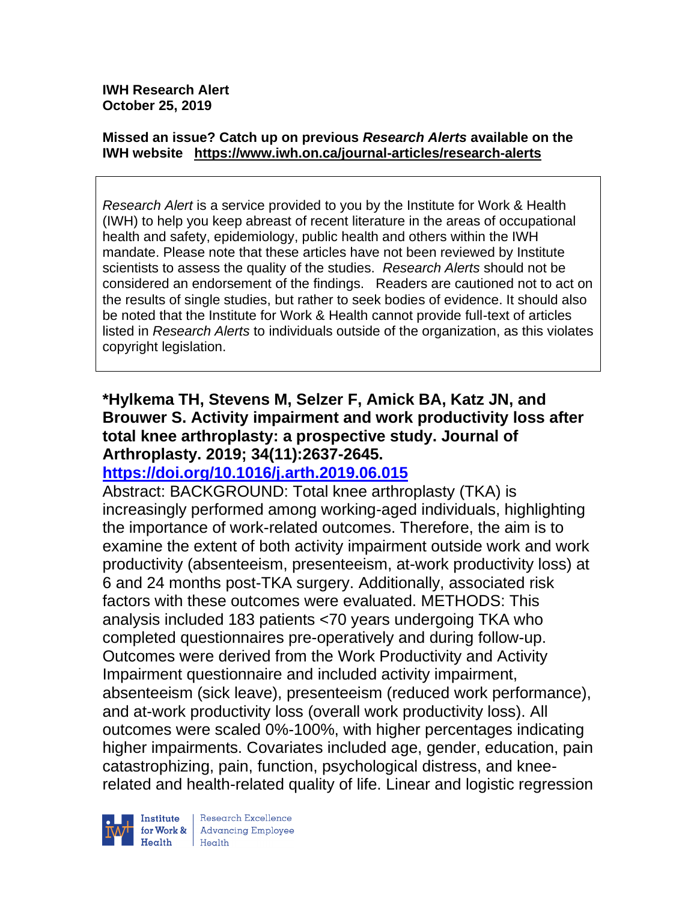**IWH Research Alert**
**October 25, 2019**

**Missed an issue? Catch up on previous *Research Alerts* available on the IWH website https://www.iwh.on.ca/journal-articles/research-alerts**

*Research Alert* is a service provided to you by the Institute for Work & Health (IWH) to help you keep abreast of recent literature in the areas of occupational health and safety, epidemiology, public health and others within the IWH mandate. Please note that these articles have not been reviewed by Institute scientists to assess the quality of the studies. *Research Alerts* should not be considered an endorsement of the findings. Readers are cautioned not to act on the results of single studies, but rather to seek bodies of evidence. It should also be noted that the Institute for Work & Health cannot provide full-text of articles listed in *Research Alerts* to individuals outside of the organization, as this violates copyright legislation.

**\*Hylkema TH, Stevens M, Selzer F, Amick BA, Katz JN, and Brouwer S. Activity impairment and work productivity loss after total knee arthroplasty: a prospective study. Journal of Arthroplasty. 2019; 34(11):2637-2645.**
**https://doi.org/10.1016/j.arth.2019.06.015**

Abstract: BACKGROUND: Total knee arthroplasty (TKA) is increasingly performed among working-aged individuals, highlighting the importance of work-related outcomes. Therefore, the aim is to examine the extent of both activity impairment outside work and work productivity (absenteeism, presenteeism, at-work productivity loss) at 6 and 24 months post-TKA surgery. Additionally, associated risk factors with these outcomes were evaluated. METHODS: This analysis included 183 patients <70 years undergoing TKA who completed questionnaires pre-operatively and during follow-up. Outcomes were derived from the Work Productivity and Activity Impairment questionnaire and included activity impairment, absenteeism (sick leave), presenteeism (reduced work performance), and at-work productivity loss (overall work productivity loss). All outcomes were scaled 0%-100%, with higher percentages indicating higher impairments. Covariates included age, gender, education, pain catastrophizing, pain, function, psychological distress, and knee-related and health-related quality of life. Linear and logistic regression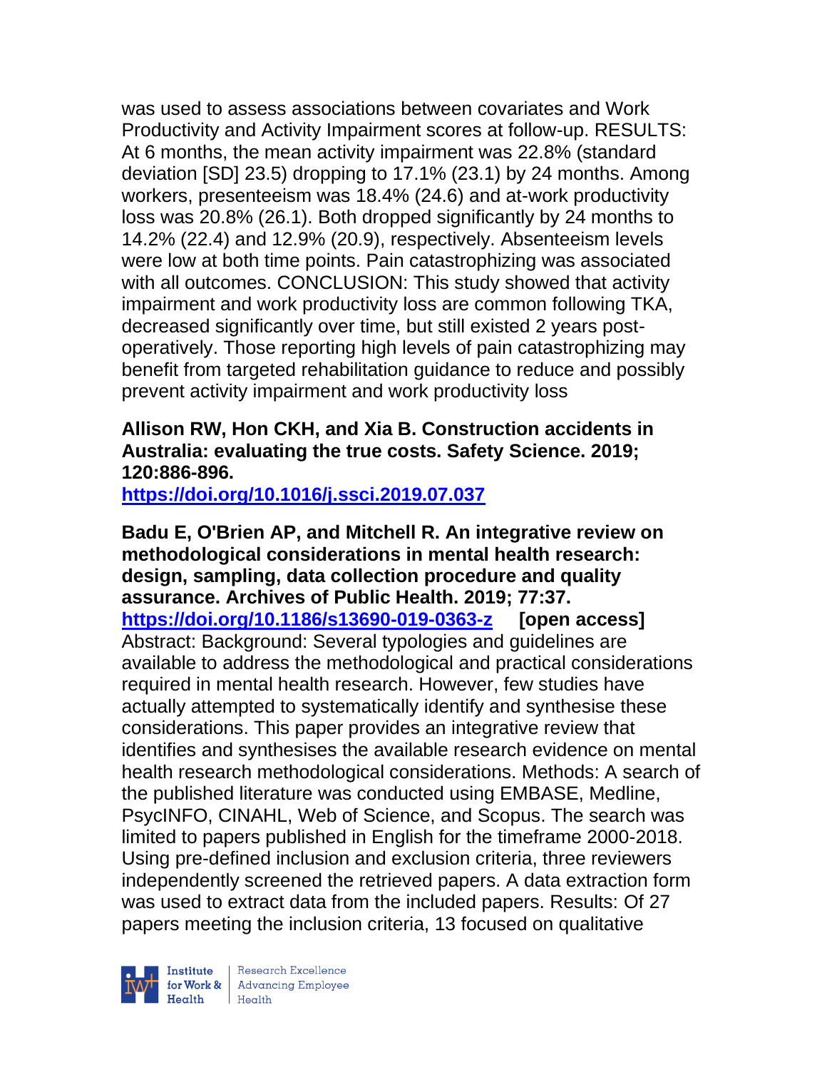was used to assess associations between covariates and Work Productivity and Activity Impairment scores at follow-up. RESULTS: At 6 months, the mean activity impairment was 22.8% (standard deviation [SD] 23.5) dropping to 17.1% (23.1) by 24 months. Among workers, presenteeism was 18.4% (24.6) and at-work productivity loss was 20.8% (26.1). Both dropped significantly by 24 months to 14.2% (22.4) and 12.9% (20.9), respectively. Absenteeism levels were low at both time points. Pain catastrophizing was associated with all outcomes. CONCLUSION: This study showed that activity impairment and work productivity loss are common following TKA, decreased significantly over time, but still existed 2 years post-operatively. Those reporting high levels of pain catastrophizing may benefit from targeted rehabilitation guidance to reduce and possibly prevent activity impairment and work productivity loss

**Allison RW, Hon CKH, and Xia B. Construction accidents in Australia: evaluating the true costs. Safety Science. 2019; 120:886-896.**
**https://doi.org/10.1016/j.ssci.2019.07.037**

**Badu E, O'Brien AP, and Mitchell R. An integrative review on methodological considerations in mental health research: design, sampling, data collection procedure and quality assurance. Archives of Public Health. 2019; 77:37.**
**https://doi.org/10.1186/s13690-019-0363-z [open access]**
Abstract: Background: Several typologies and guidelines are available to address the methodological and practical considerations required in mental health research. However, few studies have actually attempted to systematically identify and synthesise these considerations. This paper provides an integrative review that identifies and synthesises the available research evidence on mental health research methodological considerations. Methods: A search of the published literature was conducted using EMBASE, Medline, PsycINFO, CINAHL, Web of Science, and Scopus. The search was limited to papers published in English for the timeframe 2000-2018. Using pre-defined inclusion and exclusion criteria, three reviewers independently screened the retrieved papers. A data extraction form was used to extract data from the included papers. Results: Of 27 papers meeting the inclusion criteria, 13 focused on qualitative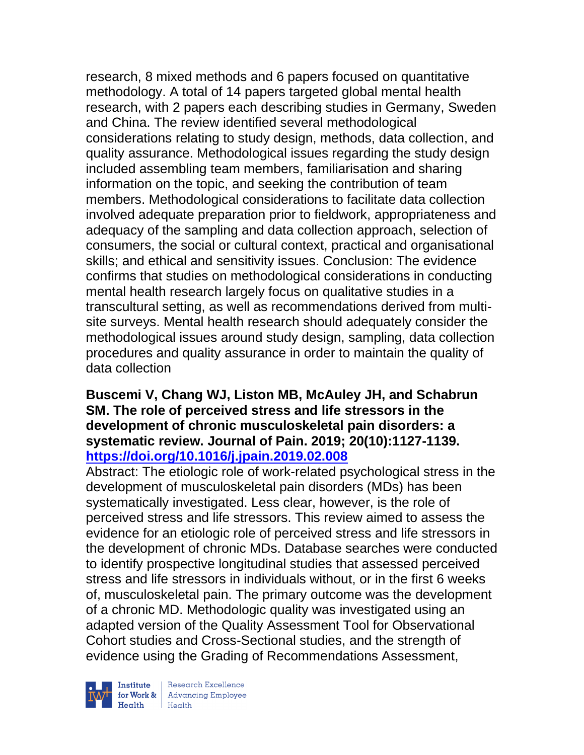research, 8 mixed methods and 6 papers focused on quantitative methodology. A total of 14 papers targeted global mental health research, with 2 papers each describing studies in Germany, Sweden and China. The review identified several methodological considerations relating to study design, methods, data collection, and quality assurance. Methodological issues regarding the study design included assembling team members, familiarisation and sharing information on the topic, and seeking the contribution of team members. Methodological considerations to facilitate data collection involved adequate preparation prior to fieldwork, appropriateness and adequacy of the sampling and data collection approach, selection of consumers, the social or cultural context, practical and organisational skills; and ethical and sensitivity issues. Conclusion: The evidence confirms that studies on methodological considerations in conducting mental health research largely focus on qualitative studies in a transcultural setting, as well as recommendations derived from multi-site surveys. Mental health research should adequately consider the methodological issues around study design, sampling, data collection procedures and quality assurance in order to maintain the quality of data collection

**Buscemi V, Chang WJ, Liston MB, McAuley JH, and Schabrun SM. The role of perceived stress and life stressors in the development of chronic musculoskeletal pain disorders: a systematic review. Journal of Pain. 2019; 20(10):1127-1139. https://doi.org/10.1016/j.jpain.2019.02.008**

Abstract: The etiologic role of work-related psychological stress in the development of musculoskeletal pain disorders (MDs) has been systematically investigated. Less clear, however, is the role of perceived stress and life stressors. This review aimed to assess the evidence for an etiologic role of perceived stress and life stressors in the development of chronic MDs. Database searches were conducted to identify prospective longitudinal studies that assessed perceived stress and life stressors in individuals without, or in the first 6 weeks of, musculoskeletal pain. The primary outcome was the development of a chronic MD. Methodologic quality was investigated using an adapted version of the Quality Assessment Tool for Observational Cohort studies and Cross-Sectional studies, and the strength of evidence using the Grading of Recommendations Assessment,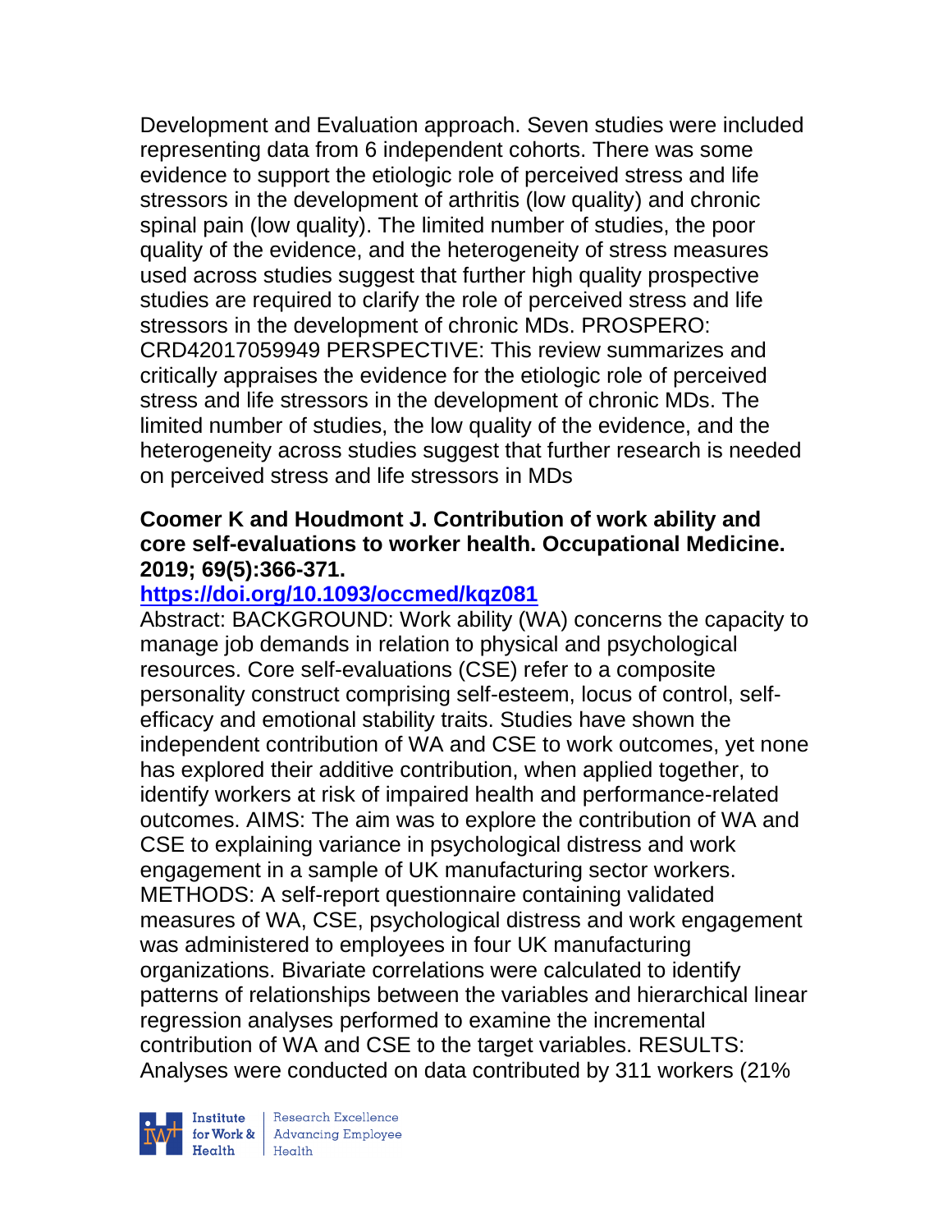Development and Evaluation approach. Seven studies were included representing data from 6 independent cohorts. There was some evidence to support the etiologic role of perceived stress and life stressors in the development of arthritis (low quality) and chronic spinal pain (low quality). The limited number of studies, the poor quality of the evidence, and the heterogeneity of stress measures used across studies suggest that further high quality prospective studies are required to clarify the role of perceived stress and life stressors in the development of chronic MDs. PROSPERO: CRD42017059949 PERSPECTIVE: This review summarizes and critically appraises the evidence for the etiologic role of perceived stress and life stressors in the development of chronic MDs. The limited number of studies, the low quality of the evidence, and the heterogeneity across studies suggest that further research is needed on perceived stress and life stressors in MDs

**Coomer K and Houdmont J. Contribution of work ability and core self-evaluations to worker health. Occupational Medicine. 2019; 69(5):366-371.**

**https://doi.org/10.1093/occmed/kqz081**

Abstract: BACKGROUND: Work ability (WA) concerns the capacity to manage job demands in relation to physical and psychological resources. Core self-evaluations (CSE) refer to a composite personality construct comprising self-esteem, locus of control, self-efficacy and emotional stability traits. Studies have shown the independent contribution of WA and CSE to work outcomes, yet none has explored their additive contribution, when applied together, to identify workers at risk of impaired health and performance-related outcomes. AIMS: The aim was to explore the contribution of WA and CSE to explaining variance in psychological distress and work engagement in a sample of UK manufacturing sector workers. METHODS: A self-report questionnaire containing validated measures of WA, CSE, psychological distress and work engagement was administered to employees in four UK manufacturing organizations. Bivariate correlations were calculated to identify patterns of relationships between the variables and hierarchical linear regression analyses performed to examine the incremental contribution of WA and CSE to the target variables. RESULTS: Analyses were conducted on data contributed by 311 workers (21%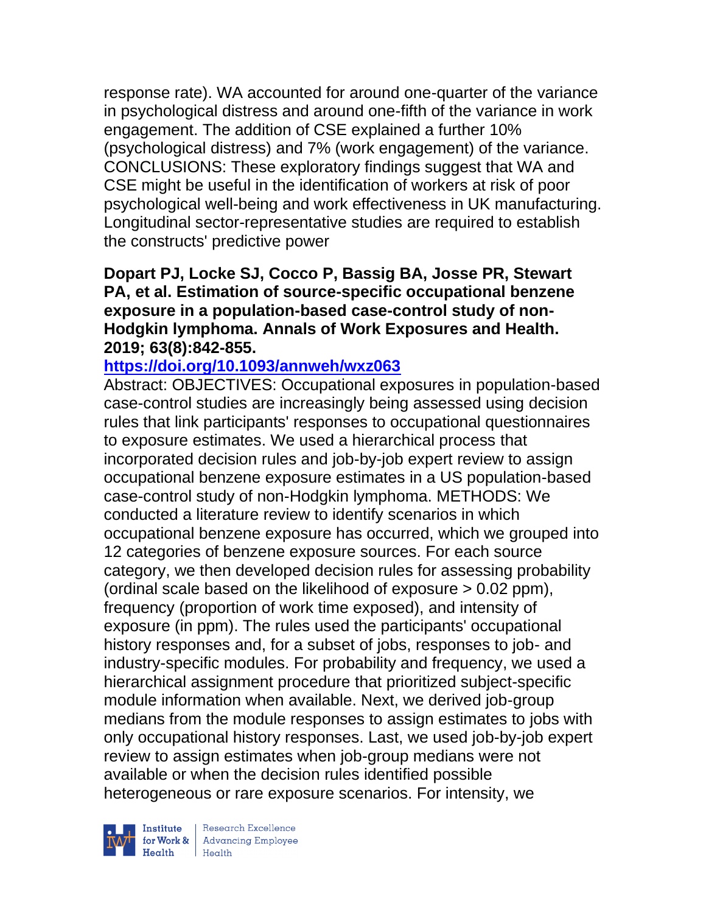response rate). WA accounted for around one-quarter of the variance in psychological distress and around one-fifth of the variance in work engagement. The addition of CSE explained a further 10% (psychological distress) and 7% (work engagement) of the variance. CONCLUSIONS: These exploratory findings suggest that WA and CSE might be useful in the identification of workers at risk of poor psychological well-being and work effectiveness in UK manufacturing. Longitudinal sector-representative studies are required to establish the constructs' predictive power

**Dopart PJ, Locke SJ, Cocco P, Bassig BA, Josse PR, Stewart PA, et al. Estimation of source-specific occupational benzene exposure in a population-based case-control study of non-Hodgkin lymphoma. Annals of Work Exposures and Health. 2019; 63(8):842-855.**

**https://doi.org/10.1093/annweh/wxz063**

Abstract: OBJECTIVES: Occupational exposures in population-based case-control studies are increasingly being assessed using decision rules that link participants' responses to occupational questionnaires to exposure estimates. We used a hierarchical process that incorporated decision rules and job-by-job expert review to assign occupational benzene exposure estimates in a US population-based case-control study of non-Hodgkin lymphoma. METHODS: We conducted a literature review to identify scenarios in which occupational benzene exposure has occurred, which we grouped into 12 categories of benzene exposure sources. For each source category, we then developed decision rules for assessing probability (ordinal scale based on the likelihood of exposure > 0.02 ppm), frequency (proportion of work time exposed), and intensity of exposure (in ppm). The rules used the participants' occupational history responses and, for a subset of jobs, responses to job- and industry-specific modules. For probability and frequency, we used a hierarchical assignment procedure that prioritized subject-specific module information when available. Next, we derived job-group medians from the module responses to assign estimates to jobs with only occupational history responses. Last, we used job-by-job expert review to assign estimates when job-group medians were not available or when the decision rules identified possible heterogeneous or rare exposure scenarios. For intensity, we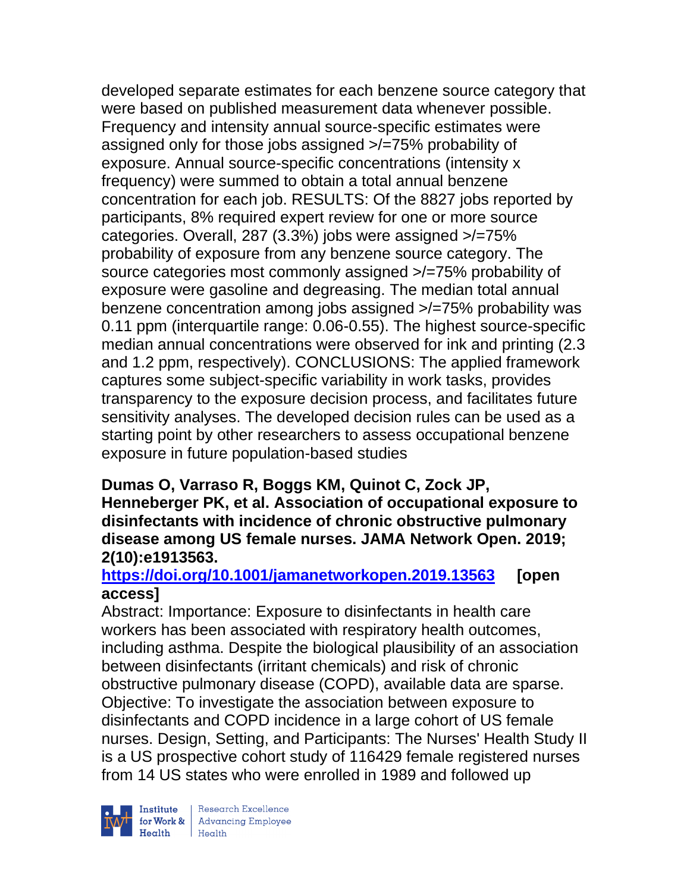developed separate estimates for each benzene source category that were based on published measurement data whenever possible. Frequency and intensity annual source-specific estimates were assigned only for those jobs assigned >/=75% probability of exposure. Annual source-specific concentrations (intensity x frequency) were summed to obtain a total annual benzene concentration for each job. RESULTS: Of the 8827 jobs reported by participants, 8% required expert review for one or more source categories. Overall, 287 (3.3%) jobs were assigned >/=75% probability of exposure from any benzene source category. The source categories most commonly assigned >/=75% probability of exposure were gasoline and degreasing. The median total annual benzene concentration among jobs assigned >/=75% probability was 0.11 ppm (interquartile range: 0.06-0.55). The highest source-specific median annual concentrations were observed for ink and printing (2.3 and 1.2 ppm, respectively). CONCLUSIONS: The applied framework captures some subject-specific variability in work tasks, provides transparency to the exposure decision process, and facilitates future sensitivity analyses. The developed decision rules can be used as a starting point by other researchers to assess occupational benzene exposure in future population-based studies

**Dumas O, Varraso R, Boggs KM, Quinot C, Zock JP, Henneberger PK, et al. Association of occupational exposure to disinfectants with incidence of chronic obstructive pulmonary disease among US female nurses. JAMA Network Open. 2019; 2(10):e1913563.**

**https://doi.org/10.1001/jamanetworkopen.2019.13563 [open access]**

Abstract: Importance: Exposure to disinfectants in health care workers has been associated with respiratory health outcomes, including asthma. Despite the biological plausibility of an association between disinfectants (irritant chemicals) and risk of chronic obstructive pulmonary disease (COPD), available data are sparse. Objective: To investigate the association between exposure to disinfectants and COPD incidence in a large cohort of US female nurses. Design, Setting, and Participants: The Nurses' Health Study II is a US prospective cohort study of 116429 female registered nurses from 14 US states who were enrolled in 1989 and followed up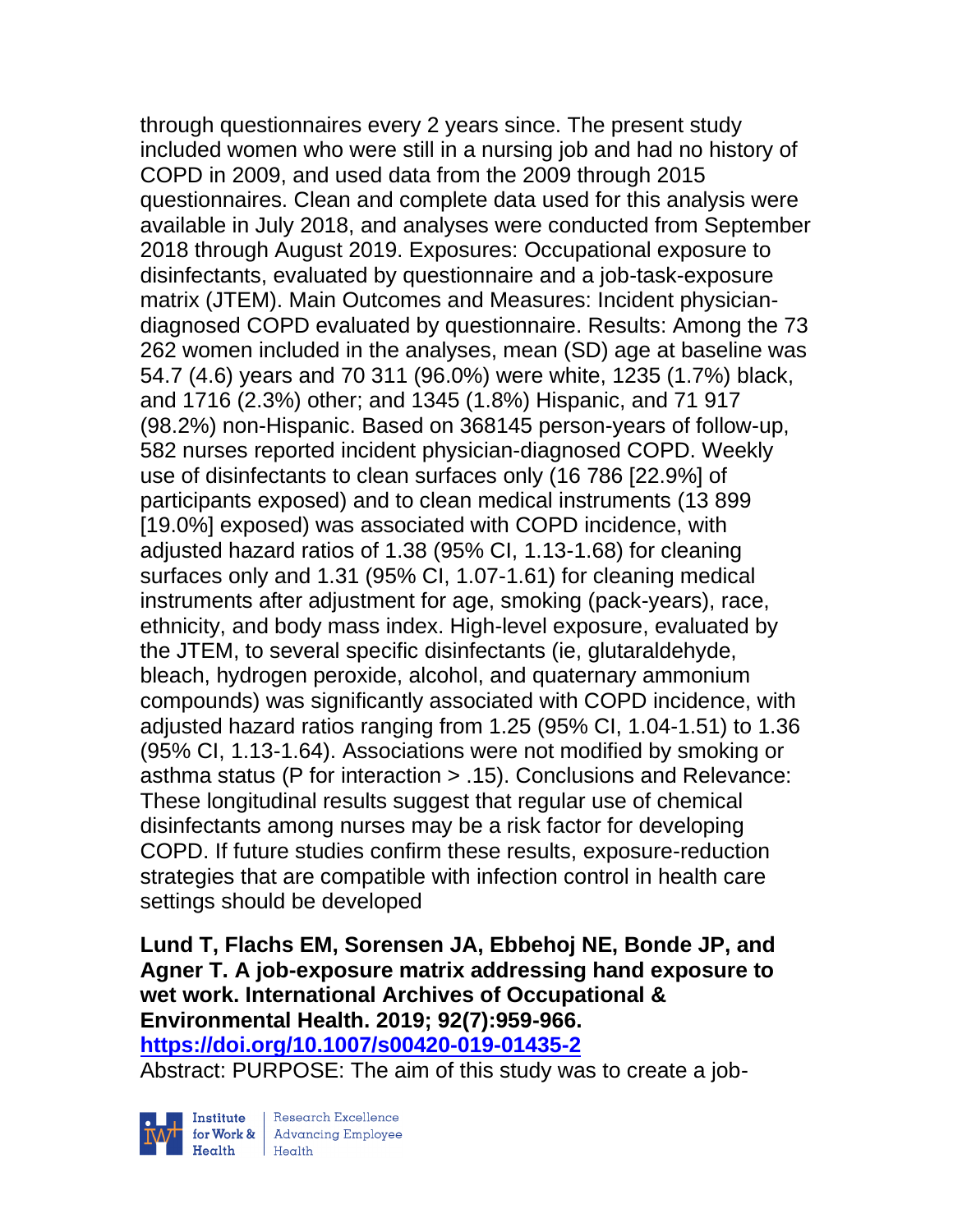through questionnaires every 2 years since. The present study included women who were still in a nursing job and had no history of COPD in 2009, and used data from the 2009 through 2015 questionnaires. Clean and complete data used for this analysis were available in July 2018, and analyses were conducted from September 2018 through August 2019. Exposures: Occupational exposure to disinfectants, evaluated by questionnaire and a job-task-exposure matrix (JTEM). Main Outcomes and Measures: Incident physician-diagnosed COPD evaluated by questionnaire. Results: Among the 73 262 women included in the analyses, mean (SD) age at baseline was 54.7 (4.6) years and 70 311 (96.0%) were white, 1235 (1.7%) black, and 1716 (2.3%) other; and 1345 (1.8%) Hispanic, and 71 917 (98.2%) non-Hispanic. Based on 368145 person-years of follow-up, 582 nurses reported incident physician-diagnosed COPD. Weekly use of disinfectants to clean surfaces only (16 786 [22.9%] of participants exposed) and to clean medical instruments (13 899 [19.0%] exposed) was associated with COPD incidence, with adjusted hazard ratios of 1.38 (95% CI, 1.13-1.68) for cleaning surfaces only and 1.31 (95% CI, 1.07-1.61) for cleaning medical instruments after adjustment for age, smoking (pack-years), race, ethnicity, and body mass index. High-level exposure, evaluated by the JTEM, to several specific disinfectants (ie, glutaraldehyde, bleach, hydrogen peroxide, alcohol, and quaternary ammonium compounds) was significantly associated with COPD incidence, with adjusted hazard ratios ranging from 1.25 (95% CI, 1.04-1.51) to 1.36 (95% CI, 1.13-1.64). Associations were not modified by smoking or asthma status (P for interaction > .15). Conclusions and Relevance: These longitudinal results suggest that regular use of chemical disinfectants among nurses may be a risk factor for developing COPD. If future studies confirm these results, exposure-reduction strategies that are compatible with infection control in health care settings should be developed

**Lund T, Flachs EM, Sorensen JA, Ebbehoj NE, Bonde JP, and Agner T. A job-exposure matrix addressing hand exposure to wet work. International Archives of Occupational & Environmental Health. 2019; 92(7):959-966.**
**https://doi.org/10.1007/s00420-019-01435-2**

Abstract: PURPOSE: The aim of this study was to create a job-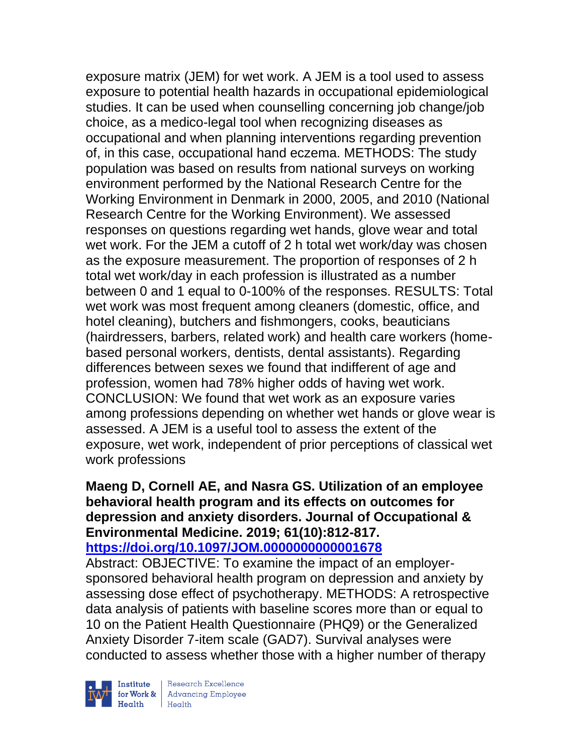exposure matrix (JEM) for wet work. A JEM is a tool used to assess exposure to potential health hazards in occupational epidemiological studies. It can be used when counselling concerning job change/job choice, as a medico-legal tool when recognizing diseases as occupational and when planning interventions regarding prevention of, in this case, occupational hand eczema. METHODS: The study population was based on results from national surveys on working environment performed by the National Research Centre for the Working Environment in Denmark in 2000, 2005, and 2010 (National Research Centre for the Working Environment). We assessed responses on questions regarding wet hands, glove wear and total wet work. For the JEM a cutoff of 2 h total wet work/day was chosen as the exposure measurement. The proportion of responses of 2 h total wet work/day in each profession is illustrated as a number between 0 and 1 equal to 0-100% of the responses. RESULTS: Total wet work was most frequent among cleaners (domestic, office, and hotel cleaning), butchers and fishmongers, cooks, beauticians (hairdressers, barbers, related work) and health care workers (home-based personal workers, dentists, dental assistants). Regarding differences between sexes we found that indifferent of age and profession, women had 78% higher odds of having wet work. CONCLUSION: We found that wet work as an exposure varies among professions depending on whether wet hands or glove wear is assessed. A JEM is a useful tool to assess the extent of the exposure, wet work, independent of prior perceptions of classical wet work professions

**Maeng D, Cornell AE, and Nasra GS. Utilization of an employee behavioral health program and its effects on outcomes for depression and anxiety disorders. Journal of Occupational & Environmental Medicine. 2019; 61(10):812-817.**
**https://doi.org/10.1097/JOM.0000000000001678**

Abstract: OBJECTIVE: To examine the impact of an employer-sponsored behavioral health program on depression and anxiety by assessing dose effect of psychotherapy. METHODS: A retrospective data analysis of patients with baseline scores more than or equal to 10 on the Patient Health Questionnaire (PHQ9) or the Generalized Anxiety Disorder 7-item scale (GAD7). Survival analyses were conducted to assess whether those with a higher number of therapy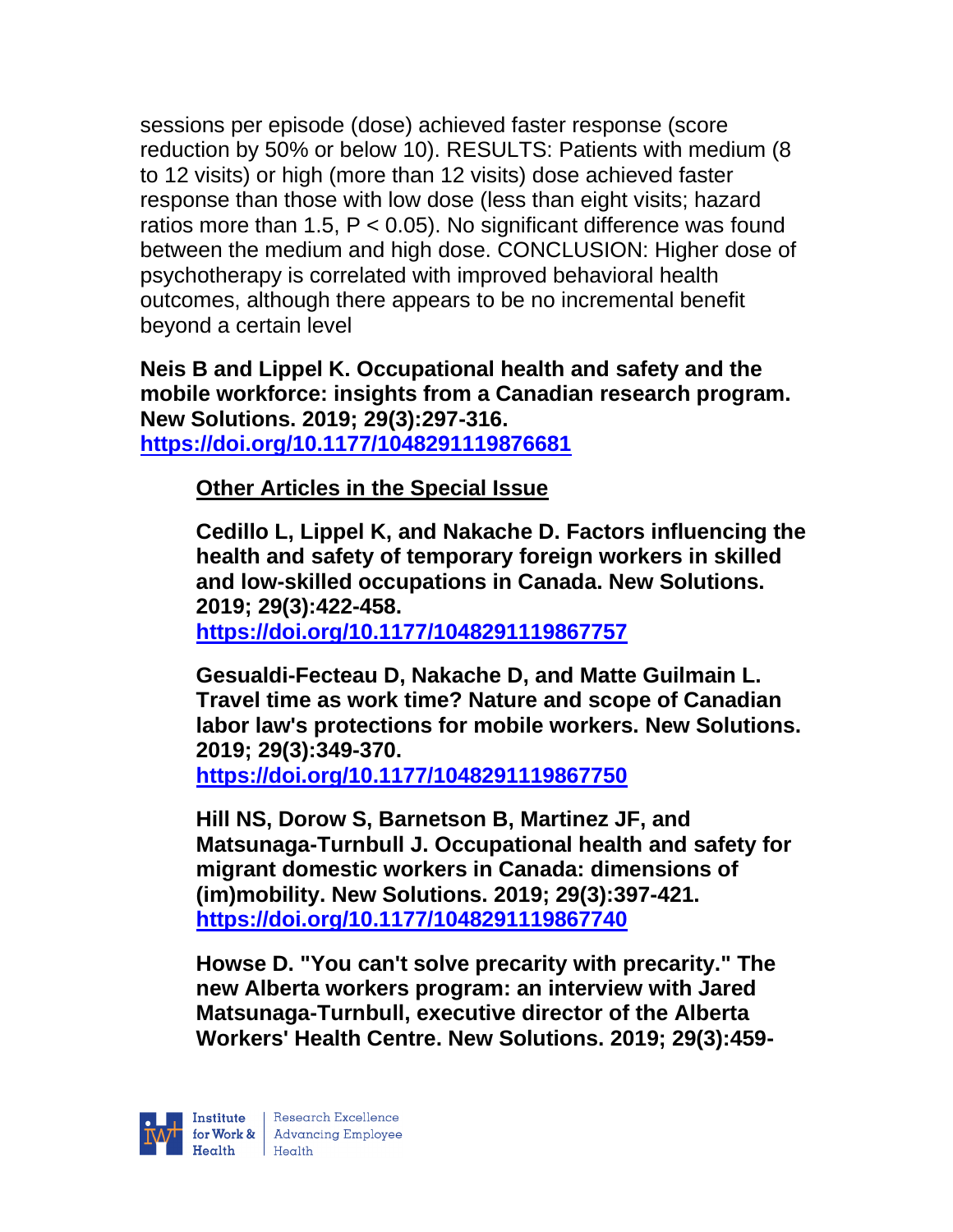sessions per episode (dose) achieved faster response (score reduction by 50% or below 10). RESULTS: Patients with medium (8 to 12 visits) or high (more than 12 visits) dose achieved faster response than those with low dose (less than eight visits; hazard ratios more than 1.5, $P < 0.05$). No significant difference was found between the medium and high dose. CONCLUSION: Higher dose of psychotherapy is correlated with improved behavioral health outcomes, although there appears to be no incremental benefit beyond a certain level

**Neis B and Lippel K. Occupational health and safety and the mobile workforce: insights from a Canadian research program. New Solutions. 2019; 29(3):297-316.**
**https://doi.org/10.1177/1048291119876681**

**Other Articles in the Special Issue**

**Cedillo L, Lippel K, and Nakache D. Factors influencing the health and safety of temporary foreign workers in skilled and low-skilled occupations in Canada. New Solutions. 2019; 29(3):422-458.**
**https://doi.org/10.1177/1048291119867757**

**Gesualdi-Fecteau D, Nakache D, and Matte Guilmain L. Travel time as work time? Nature and scope of Canadian labor law's protections for mobile workers. New Solutions. 2019; 29(3):349-370.**
**https://doi.org/10.1177/1048291119867750**

**Hill NS, Dorow S, Barnetson B, Martinez JF, and Matsunaga-Turnbull J. Occupational health and safety for migrant domestic workers in Canada: dimensions of (im)mobility. New Solutions. 2019; 29(3):397-421.**
**https://doi.org/10.1177/1048291119867740**

**Howse D. "You can't solve precarity with precarity." The new Alberta workers program: an interview with Jared Matsunaga-Turnbull, executive director of the Alberta Workers' Health Centre. New Solutions. 2019; 29(3):459-**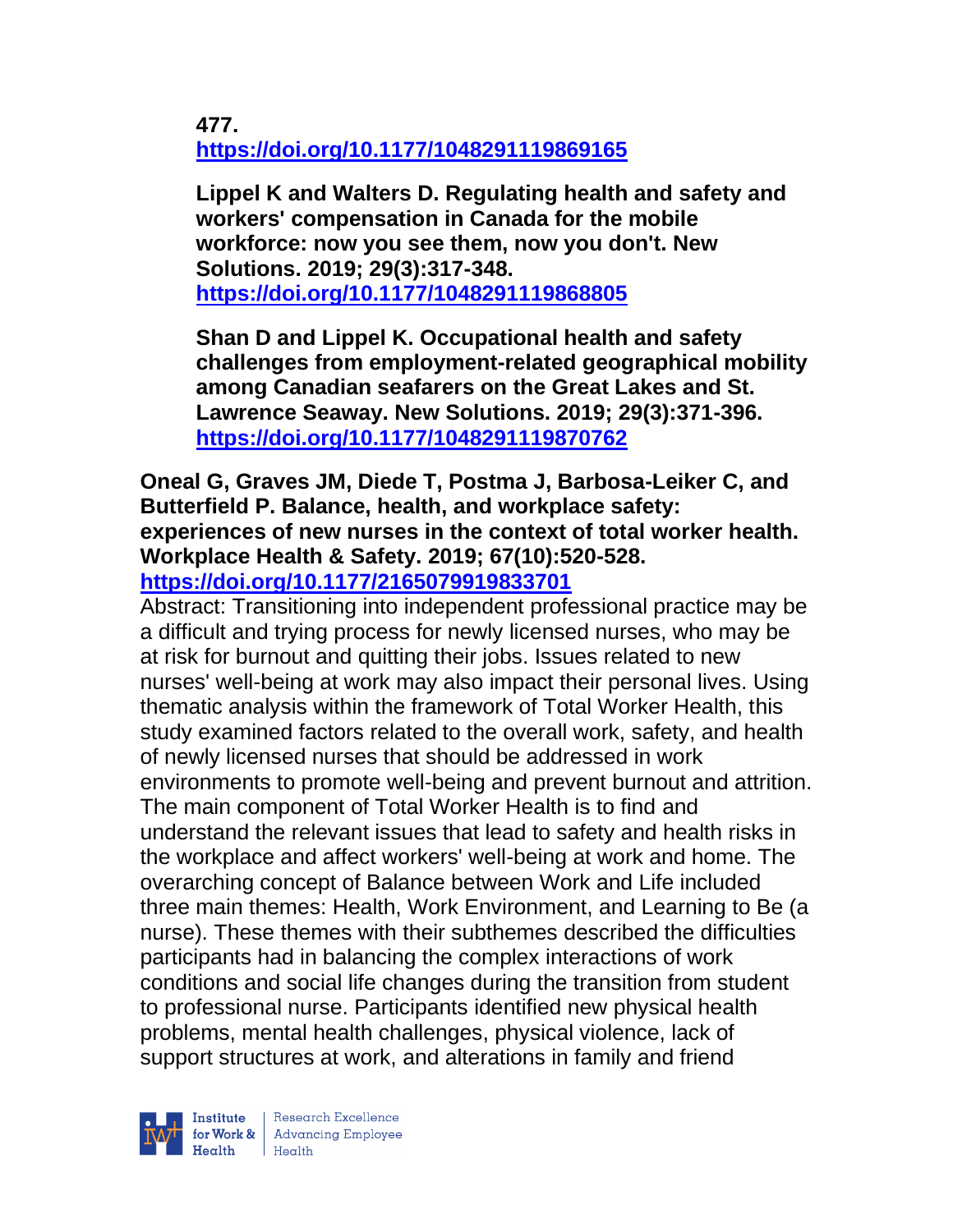**477. https://doi.org/10.1177/1048291119869165**

**Lippel K and Walters D. Regulating health and safety and workers' compensation in Canada for the mobile workforce: now you see them, now you don't. New Solutions. 2019; 29(3):317-348. https://doi.org/10.1177/1048291119868805**

**Shan D and Lippel K. Occupational health and safety challenges from employment-related geographical mobility among Canadian seafarers on the Great Lakes and St. Lawrence Seaway. New Solutions. 2019; 29(3):371-396. https://doi.org/10.1177/1048291119870762**

**Oneal G, Graves JM, Diede T, Postma J, Barbosa-Leiker C, and Butterfield P. Balance, health, and workplace safety: experiences of new nurses in the context of total worker health. Workplace Health & Safety. 2019; 67(10):520-528. https://doi.org/10.1177/2165079919833701**

Abstract: Transitioning into independent professional practice may be a difficult and trying process for newly licensed nurses, who may be at risk for burnout and quitting their jobs. Issues related to new nurses' well-being at work may also impact their personal lives. Using thematic analysis within the framework of Total Worker Health, this study examined factors related to the overall work, safety, and health of newly licensed nurses that should be addressed in work environments to promote well-being and prevent burnout and attrition. The main component of Total Worker Health is to find and understand the relevant issues that lead to safety and health risks in the workplace and affect workers' well-being at work and home. The overarching concept of Balance between Work and Life included three main themes: Health, Work Environment, and Learning to Be (a nurse). These themes with their subthemes described the difficulties participants had in balancing the complex interactions of work conditions and social life changes during the transition from student to professional nurse. Participants identified new physical health problems, mental health challenges, physical violence, lack of support structures at work, and alterations in family and friend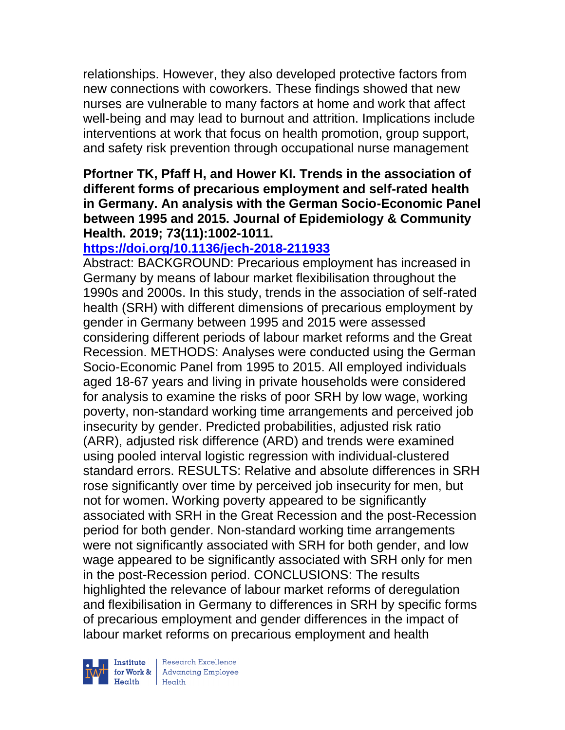relationships. However, they also developed protective factors from new connections with coworkers. These findings showed that new nurses are vulnerable to many factors at home and work that affect well-being and may lead to burnout and attrition. Implications include interventions at work that focus on health promotion, group support, and safety risk prevention through occupational nurse management

**Pfortner TK, Pfaff H, and Hower KI. Trends in the association of different forms of precarious employment and self-rated health in Germany. An analysis with the German Socio-Economic Panel between 1995 and 2015. Journal of Epidemiology & Community Health. 2019; 73(11):1002-1011.**

**https://doi.org/10.1136/jech-2018-211933**

Abstract: BACKGROUND: Precarious employment has increased in Germany by means of labour market flexibilisation throughout the 1990s and 2000s. In this study, trends in the association of self-rated health (SRH) with different dimensions of precarious employment by gender in Germany between 1995 and 2015 were assessed considering different periods of labour market reforms and the Great Recession. METHODS: Analyses were conducted using the German Socio-Economic Panel from 1995 to 2015. All employed individuals aged 18-67 years and living in private households were considered for analysis to examine the risks of poor SRH by low wage, working poverty, non-standard working time arrangements and perceived job insecurity by gender. Predicted probabilities, adjusted risk ratio (ARR), adjusted risk difference (ARD) and trends were examined using pooled interval logistic regression with individual-clustered standard errors. RESULTS: Relative and absolute differences in SRH rose significantly over time by perceived job insecurity for men, but not for women. Working poverty appeared to be significantly associated with SRH in the Great Recession and the post-Recession period for both gender. Non-standard working time arrangements were not significantly associated with SRH for both gender, and low wage appeared to be significantly associated with SRH only for men in the post-Recession period. CONCLUSIONS: The results highlighted the relevance of labour market reforms of deregulation and flexibilisation in Germany to differences in SRH by specific forms of precarious employment and gender differences in the impact of labour market reforms on precarious employment and health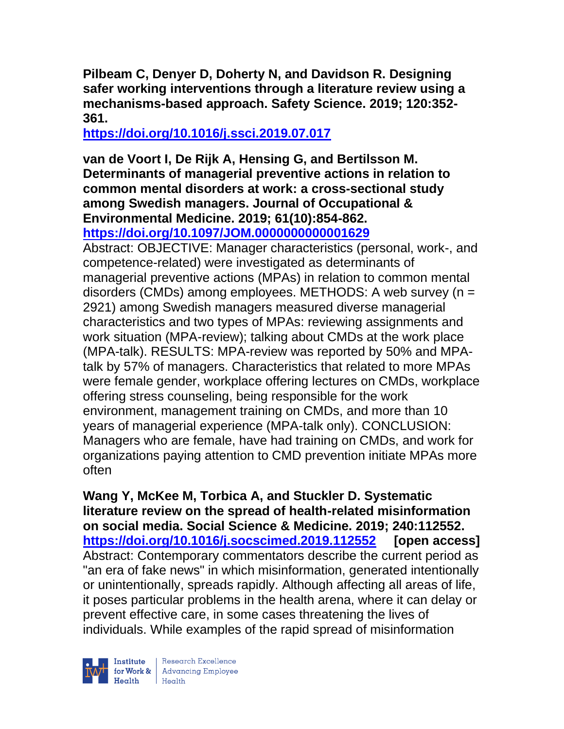**Pilbeam C, Denyer D, Doherty N, and Davidson R. Designing safer working interventions through a literature review using a mechanisms-based approach. Safety Science. 2019; 120:352-361.**
**https://doi.org/10.1016/j.ssci.2019.07.017**

**van de Voort I, De Rijk A, Hensing G, and Bertilsson M. Determinants of managerial preventive actions in relation to common mental disorders at work: a cross-sectional study among Swedish managers. Journal of Occupational & Environmental Medicine. 2019; 61(10):854-862.**
**https://doi.org/10.1097/JOM.0000000000001629**
Abstract: OBJECTIVE: Manager characteristics (personal, work-, and competence-related) were investigated as determinants of managerial preventive actions (MPAs) in relation to common mental disorders (CMDs) among employees. METHODS: A web survey (n = 2921) among Swedish managers measured diverse managerial characteristics and two types of MPAs: reviewing assignments and work situation (MPA-review); talking about CMDs at the work place (MPA-talk). RESULTS: MPA-review was reported by 50% and MPA-talk by 57% of managers. Characteristics that related to more MPAs were female gender, workplace offering lectures on CMDs, workplace offering stress counseling, being responsible for the work environment, management training on CMDs, and more than 10 years of managerial experience (MPA-talk only). CONCLUSION: Managers who are female, have had training on CMDs, and work for organizations paying attention to CMD prevention initiate MPAs more often

**Wang Y, McKee M, Torbica A, and Stuckler D. Systematic literature review on the spread of health-related misinformation on social media. Social Science & Medicine. 2019; 240:112552.**
**https://doi.org/10.1016/j.socscimed.2019.112552 [open access]**
Abstract: Contemporary commentators describe the current period as "an era of fake news" in which misinformation, generated intentionally or unintentionally, spreads rapidly. Although affecting all areas of life, it poses particular problems in the health arena, where it can delay or prevent effective care, in some cases threatening the lives of individuals. While examples of the rapid spread of misinformation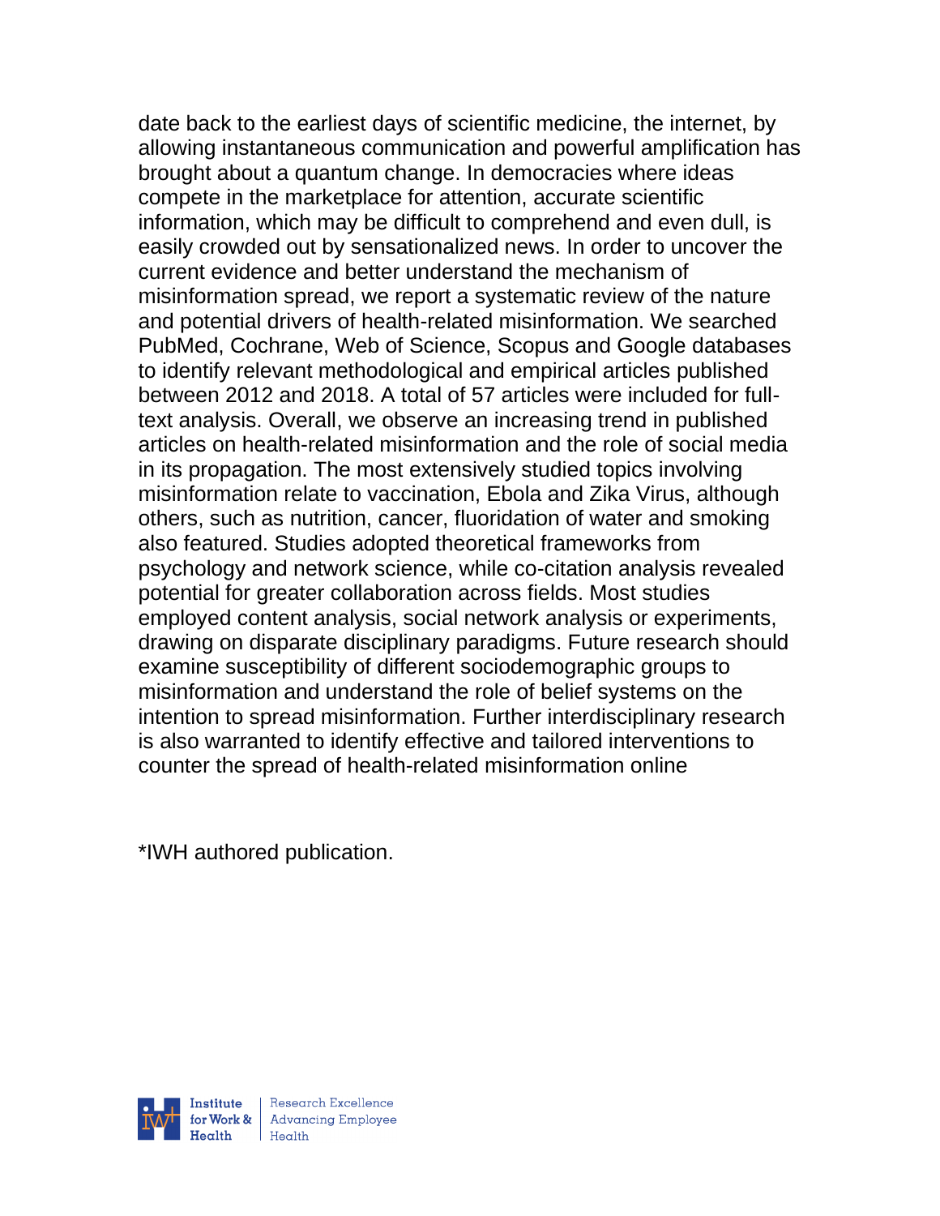date back to the earliest days of scientific medicine, the internet, by allowing instantaneous communication and powerful amplification has brought about a quantum change. In democracies where ideas compete in the marketplace for attention, accurate scientific information, which may be difficult to comprehend and even dull, is easily crowded out by sensationalized news. In order to uncover the current evidence and better understand the mechanism of misinformation spread, we report a systematic review of the nature and potential drivers of health-related misinformation. We searched PubMed, Cochrane, Web of Science, Scopus and Google databases to identify relevant methodological and empirical articles published between 2012 and 2018. A total of 57 articles were included for full-text analysis. Overall, we observe an increasing trend in published articles on health-related misinformation and the role of social media in its propagation. The most extensively studied topics involving misinformation relate to vaccination, Ebola and Zika Virus, although others, such as nutrition, cancer, fluoridation of water and smoking also featured. Studies adopted theoretical frameworks from psychology and network science, while co-citation analysis revealed potential for greater collaboration across fields. Most studies employed content analysis, social network analysis or experiments, drawing on disparate disciplinary paradigms. Future research should examine susceptibility of different sociodemographic groups to misinformation and understand the role of belief systems on the intention to spread misinformation. Further interdisciplinary research is also warranted to identify effective and tailored interventions to counter the spread of health-related misinformation online

*IWH authored publication.